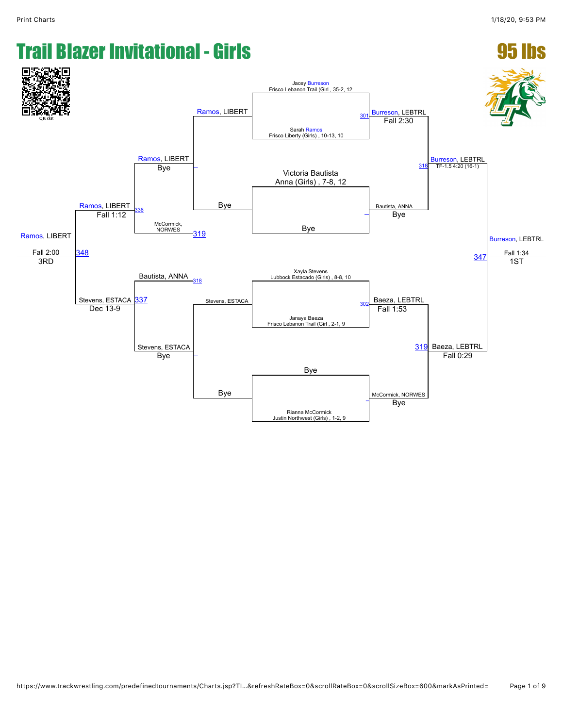# Trail Blazer Invitational - Girls

## 95 lbs

QRickit

### Championship Bracket

**Top half**

- Jacey Burreson, Frisco Lebanon Trail (Girl , 35-2, 12
- Sarah Ramos, Frisco Liberty (Girls) , 10-13, 10
- Match 301: Burreson, LEBTRL — Fall 2:30

- Victoria Bautista, Anna (Girls) , 7-8, 12
- Bye
- Bautista, ANNA — Bye

- Match 318: Burreson, LEBTRL — TF-1.5 4:20 (16-1)

**Bottom half**

- Xayla Stevens, Lubbock Estacado (Girls) , 8-8, 10
- Janaya Baeza, Frisco Lebanon Trail (Girl , 2-1, 9
- Match 302: Baeza, LEBTRL — Fall 1:53

- Bye
- Rianna McCormick, Justin Northwest (Girls) , 1-2, 9
- McCormick, NORWES — Bye

- Match 319: Baeza, LEBTRL — Fall 0:29

**Final**

- Match 347: Burreson, LEBTRL — Fall 1:34 — 1ST

### Consolation Bracket

- Ramos, LIBERT vs. Bye — Ramos, LIBERT — Bye
- Bye
- Match 319 loser: McCormick, NORWES
- Match 336: Ramos, LIBERT — Fall 1:12

- Match 318 loser: Bautista, ANNA
- Stevens, ESTACA vs. Bye — Stevens, ESTACA — Bye
- Bye
- Match 337: Stevens, ESTACA — Dec 13-9

- Match 348: Ramos, LIBERT — Fall 2:00 — 3RD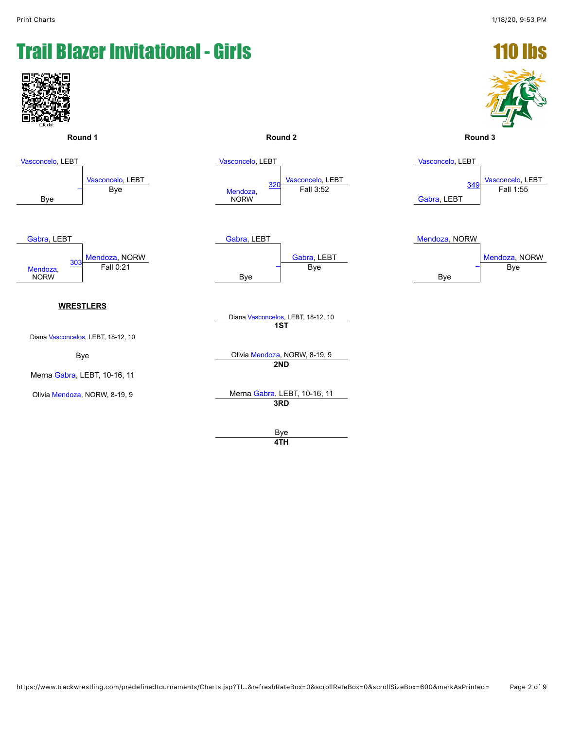# Trail Blazer Invitational - Girls

## 110 lbs

### Round 1

- Vasconcelo, LEBT vs Bye — Winner: Vasconcelo, LEBT — Bye
- Gabra, LEBT vs Mendoza, NORW (Match 303) — Winner: Mendoza, NORW — Fall 0:21

### Round 2

- Vasconcelo, LEBT vs Mendoza, NORW (Match 320) — Winner: Vasconcelo, LEBT — Fall 3:52
- Gabra, LEBT vs Bye — Winner: Gabra, LEBT — Bye

### Round 3

- Vasconcelo, LEBT vs Gabra, LEBT (Match 349) — Winner: Vasconcelo, LEBT — Fall 1:55
- Mendoza, NORW vs Bye — Winner: Mendoza, NORW — Bye

### WRESTLERS

Diana Vasconcelos, LEBT, 18-12, 10

Bye

Merna Gabra, LEBT, 10-16, 11

Olivia Mendoza, NORW, 8-19, 9

### Placements

| Wrestler | Place |
| --- | --- |
| Diana Vasconcelos, LEBT, 18-12, 10 | 1ST |
| Olivia Mendoza, NORW, 8-19, 9 | 2ND |
| Merna Gabra, LEBT, 10-16, 11 | 3RD |
| Bye | 4TH |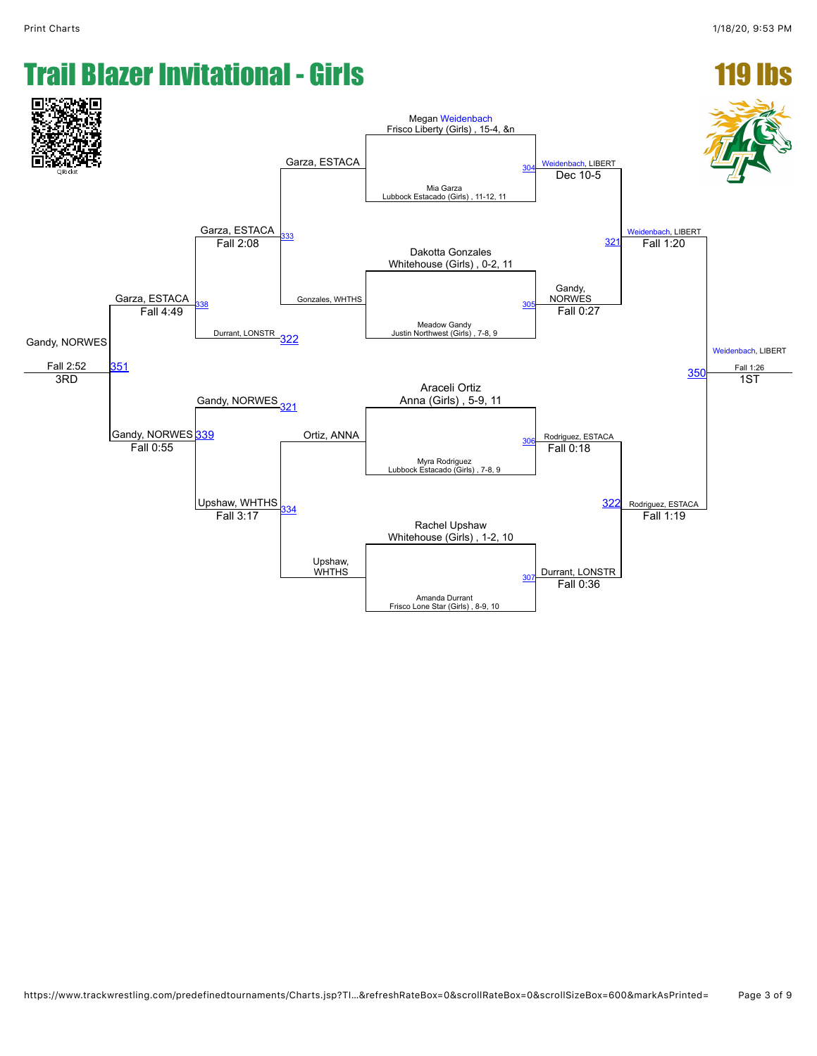# Trail Blazer Invitational - Girls

## 119 lbs

### Championship Bracket

**Match 304**
- Megan Weidenbach, Frisco Liberty (Girls), 15-4, &n
- Mia Garza, Lubbock Estacado (Girls), 11-12, 11
- Winner: Weidenbach, LIBERT — Dec 10-5

**Match 305**
- Dakotta Gonzales, Whitehouse (Girls), 0-2, 11
- Meadow Gandy, Justin Northwest (Girls), 7-8, 9
- Winner: Gandy, NORWES — Fall 0:27

**Match 306**
- Araceli Ortiz, Anna (Girls), 5-9, 11
- Myra Rodriguez, Lubbock Estacado (Girls), 7-8, 9
- Winner: Rodriguez, ESTACA — Fall 0:18

**Match 307**
- Rachel Upshaw, Whitehouse (Girls), 1-2, 10
- Amanda Durrant, Frisco Lone Star (Girls), 8-9, 10
- Winner: Durrant, LONSTR — Fall 0:36

**Match 321**
- Weidenbach, LIBERT vs. Gandy, NORWES
- Winner: Weidenbach, LIBERT — Fall 1:20

**Match 322**
- Rodriguez, ESTACA vs. Durrant, LONSTR
- Winner: Rodriguez, ESTACA — Fall 1:19

**Match 350 (1ST)**
- Weidenbach, LIBERT vs. Rodriguez, ESTACA
- Winner: Weidenbach, LIBERT — Fall 1:26 — 1ST

### Consolation Bracket

**Match 333**
- Garza, ESTACA vs. Gonzales, WHTHS
- Winner: Garza, ESTACA — Fall 2:08

**Match 334**
- Ortiz, ANNA vs. Upshaw, WHTHS
- Winner: Upshaw, WHTHS — Fall 3:17

**Match 338**
- Garza, ESTACA vs. Durrant, LONSTR (loser of 322)
- Winner: Garza, ESTACA — Fall 4:49

**Match 339**
- Gandy, NORWES (loser of 321) vs. Upshaw, WHTHS
- Winner: Gandy, NORWES — Fall 0:55

**Match 351 (3RD)**
- Garza, ESTACA vs. Gandy, NORWES
- Winner: Gandy, NORWES — Fall 2:52 — 3RD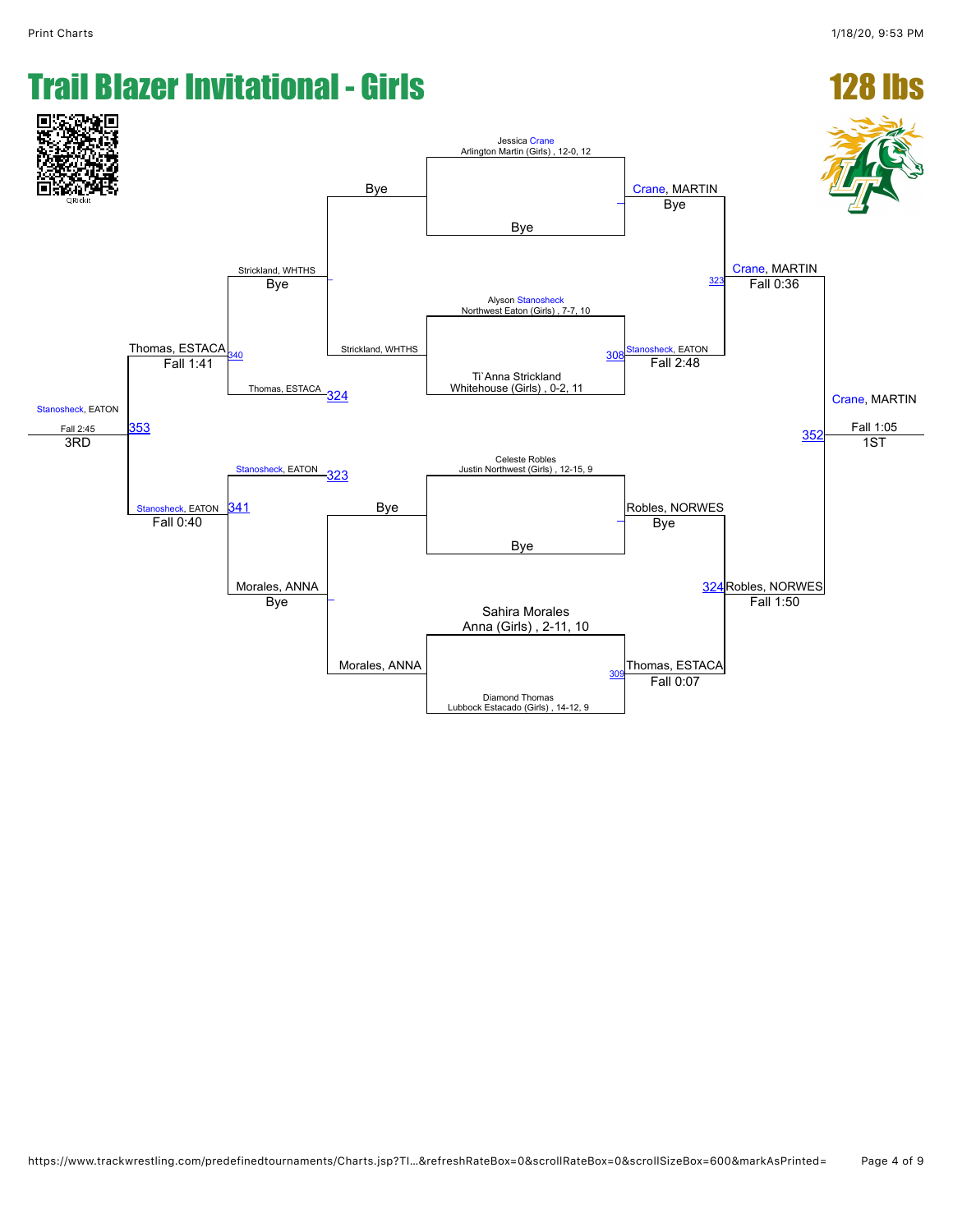# Trail Blazer Invitational - Girls

## 128 lbs

QRickit

### Championship Bracket

**First Round:**

- Jessica Crane, Arlington Martin (Girls), 12-0, 12 vs. Bye → Crane, MARTIN — Bye
- Alyson Stanosheck, Northwest Eaton (Girls), 7-7, 10 vs. Ti`Anna Strickland, Whitehouse (Girls), 0-2, 11 → 308: Stanosheck, EATON — Fall 2:48
- Celeste Robles, Justin Northwest (Girls), 12-15, 9 vs. Bye → Robles, NORWES — Bye
- Sahira Morales, Anna (Girls), 2-11, 10 vs. Diamond Thomas, Lubbock Estacado (Girls), 14-12, 9 → 309: Thomas, ESTACA — Fall 0:07

**Semifinals:**

- 323: Crane, MARTIN — Fall 0:36
- 324: Robles, NORWES — Fall 1:50

**Final:**

- 352: Crane, MARTIN — Fall 1:05 — 1ST

### Consolation Bracket

- Bye vs. Strickland, WHTHS → Strickland, WHTHS — Bye
- Bye vs. Morales, ANNA → Morales, ANNA — Bye
- 340: Strickland, WHTHS vs. Thomas, ESTACA (324) → Thomas, ESTACA — Fall 1:41
- 341: Stanosheck, EATON (323) vs. Morales, ANNA → Stanosheck, EATON — Fall 0:40
- 353: Thomas, ESTACA vs. Stanosheck, EATON → Stanosheck, EATON — Fall 2:45 — 3RD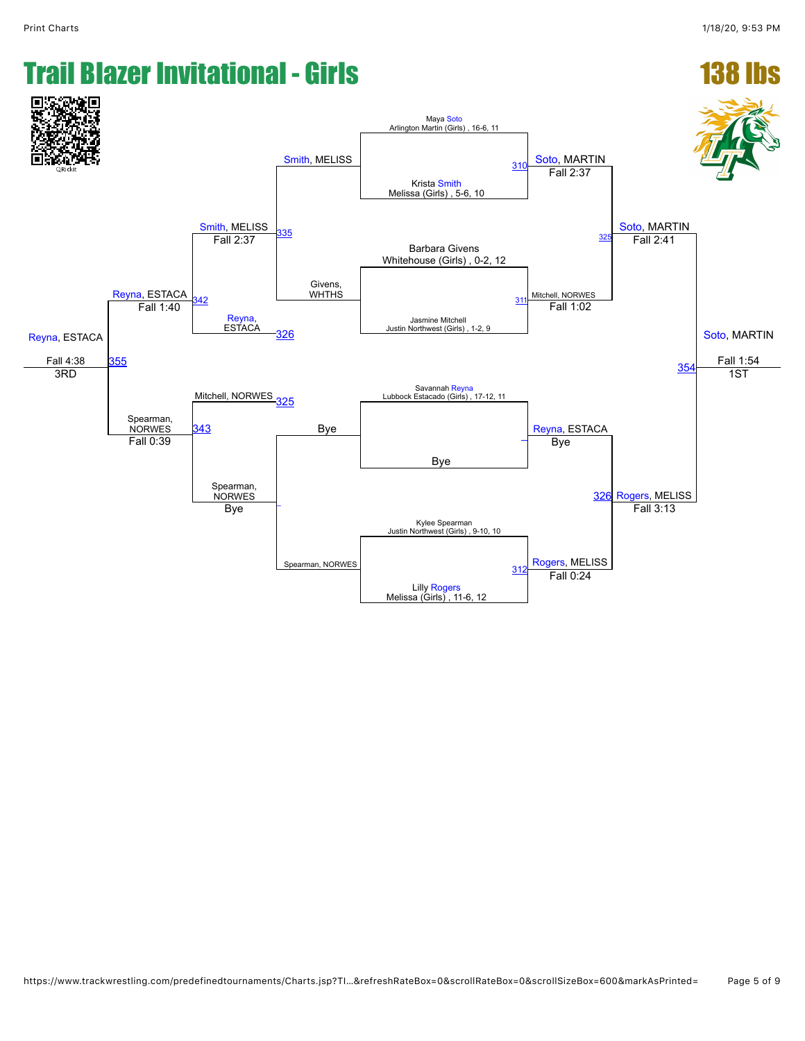# Trail Blazer Invitational - Girls

## 138 lbs

### Championship Bracket

**Round 1**

- Maya Soto, Arlington Martin (Girls), 16-6, 11 vs. Krista Smith, Melissa (Girls), 5-6, 10 — Match 310 — Soto, MARTIN, Fall 2:37
- Barbara Givens, Whitehouse (Girls), 0-2, 12 vs. Jasmine Mitchell, Justin Northwest (Girls), 1-2, 9 — Match 311 — Mitchell, NORWES, Fall 1:02
- Savannah Reyna, Lubbock Estacado (Girls), 17-12, 11 vs. Bye — Reyna, ESTACA, Bye
- Kylee Spearman, Justin Northwest (Girls), 9-10, 10 vs. Lilly Rogers, Melissa (Girls), 11-6, 12 — Match 312 — Rogers, MELISS, Fall 0:24

**Semifinals**

- Soto, MARTIN vs. Mitchell, NORWES — Match 325 — Soto, MARTIN, Fall 2:41
- Reyna, ESTACA vs. Rogers, MELISS — Match 326 — Rogers, MELISS, Fall 3:13

**Final**

- Soto, MARTIN vs. Rogers, MELISS — Match 354 — Soto, MARTIN, Fall 1:54 — 1ST

### Consolation Bracket

**Consolation Round 1**

- Smith, MELISS vs. Givens, WHTHS — Match 335 — Smith, MELISS, Fall 2:37
- Bye vs. Spearman, NORWES — Spearman, NORWES, Bye

**Consolation Semifinals**

- Smith, MELISS vs. Reyna, ESTACA (326) — Match 342 — Reyna, ESTACA, Fall 1:40
- Mitchell, NORWES (325) vs. Spearman, NORWES — Match 343 — Spearman, NORWES, Fall 0:39

**3rd Place**

- Reyna, ESTACA vs. Spearman, NORWES — Match 355 — Reyna, ESTACA, Fall 4:38 — 3RD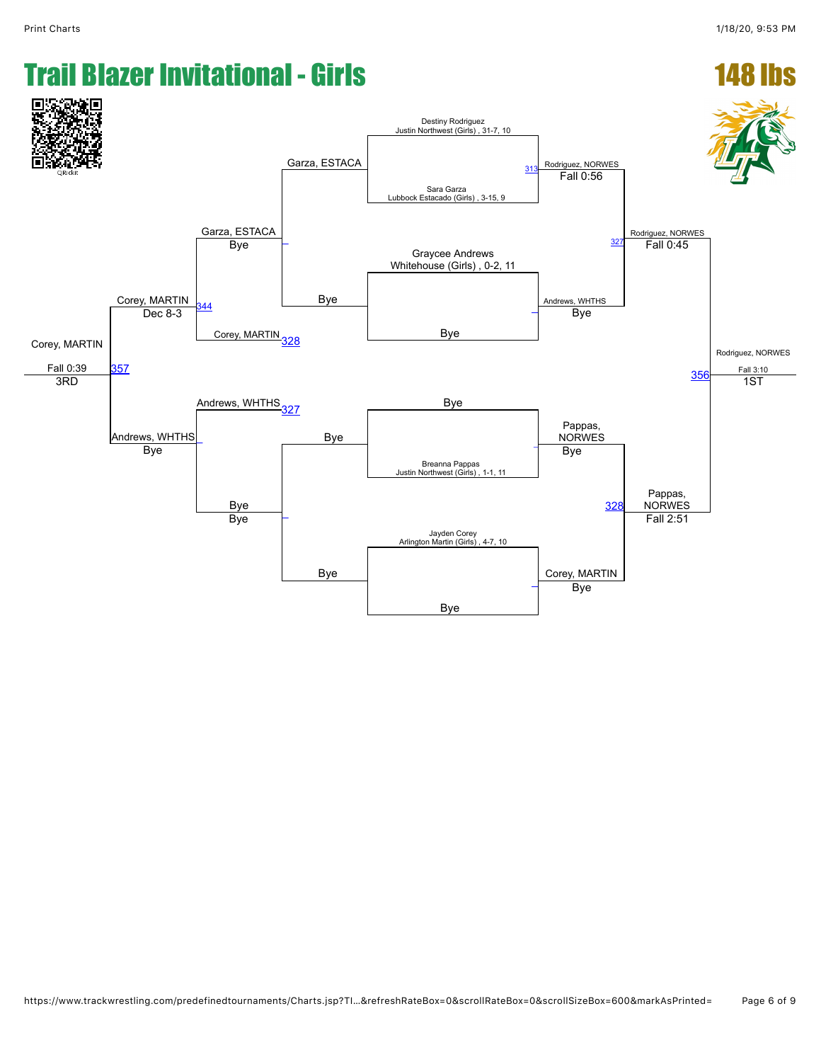# Trail Blazer Invitational - Girls

## 148 lbs

QRickit

### Championship Bracket

**Quarterfinals**

- Destiny Rodriguez, Justin Northwest (Girls), 31-7, 10 vs. Sara Garza, Lubbock Estacado (Girls), 3-15, 9 — Match 313: Rodriguez, NORWES, Fall 0:56
- Graycee Andrews, Whitehouse (Girls), 0-2, 11 vs. Bye — Andrews, WHTHS, Bye
- Bye vs. Breanna Pappas, Justin Northwest (Girls), 1-1, 11 — Pappas, NORWES, Bye
- Jayden Corey, Arlington Martin (Girls), 4-7, 10 vs. Bye — Corey, MARTIN, Bye

**Semifinals**

- Match 327: Rodriguez, NORWES vs. Andrews, WHTHS — Rodriguez, NORWES, Fall 0:45
- Match 328: Pappas, NORWES vs. Corey, MARTIN — Pappas, NORWES, Fall 2:51

**Finals**

- Match 356: Rodriguez, NORWES vs. Pappas, NORWES — Rodriguez, NORWES, Fall 3:10 — 1ST

### Consolation Bracket

- Garza, ESTACA vs. Bye — Garza, ESTACA, Bye
- Bye vs. Bye — Bye, Bye
- Garza, ESTACA vs. Corey, MARTIN (328) — Match 344: Corey, MARTIN, Dec 8-3
- Andrews, WHTHS (327) vs. Bye — Andrews, WHTHS, Bye
- Match 357: Corey, MARTIN vs. Andrews, WHTHS — Corey, MARTIN, Fall 0:39 — 3RD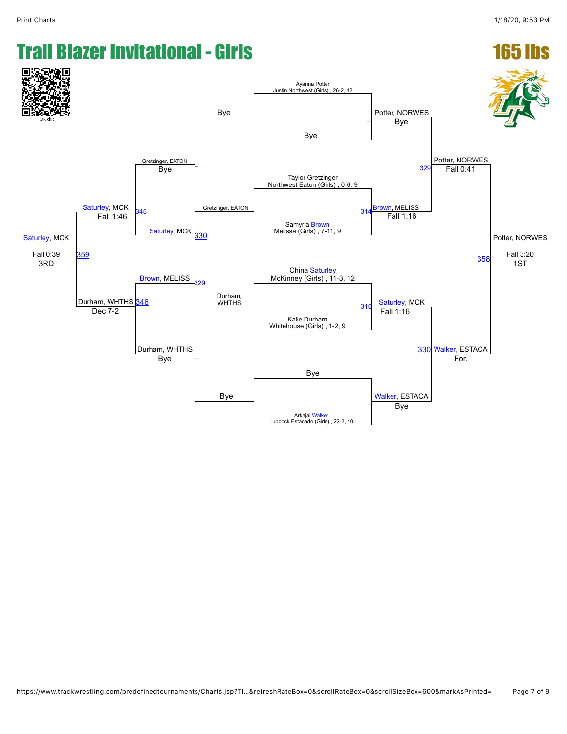# Trail Blazer Invitational - Girls

## 165 lbs

QRickit

### Championship Bracket

**Quarterfinals**

- Ayanna Potter, Justin Northwest (Girls), 26-2, 12 vs. Bye — Potter, NORWES, Bye
- Taylor Gretzinger, Northwest Eaton (Girls), 0-6, 9 vs. Samyria Brown, Melissa (Girls), 7-11, 9 — 314 Brown, MELISS, Fall 1:16
- China Saturley, McKinney (Girls), 11-3, 12 vs. Kalie Durham, Whitehouse (Girls), 1-2, 9 — 315 Saturley, MCK, Fall 1:16
- Bye vs. Arkajai Walker, Lubbock Estacado (Girls), 22-3, 10 — Walker, ESTACA, Bye

**Semifinals**

- 329 Potter, NORWES, Fall 0:41
- 330 Walker, ESTACA, For.

**Final**

- 358 Potter, NORWES, Fall 3:20 — 1ST

### Consolation Bracket

- Bye vs. Gretzinger, EATON — Gretzinger, EATON, Bye
- Durham, WHTHS vs. Bye — Durham, WHTHS, Bye
- 345 Gretzinger, EATON vs. Saturley, MCK (330) — Saturley, MCK, Fall 1:46
- 346 Brown, MELISS (329) vs. Durham, WHTHS — Durham, WHTHS, Dec 7-2
- 359 Saturley, MCK, Fall 0:39 — 3RD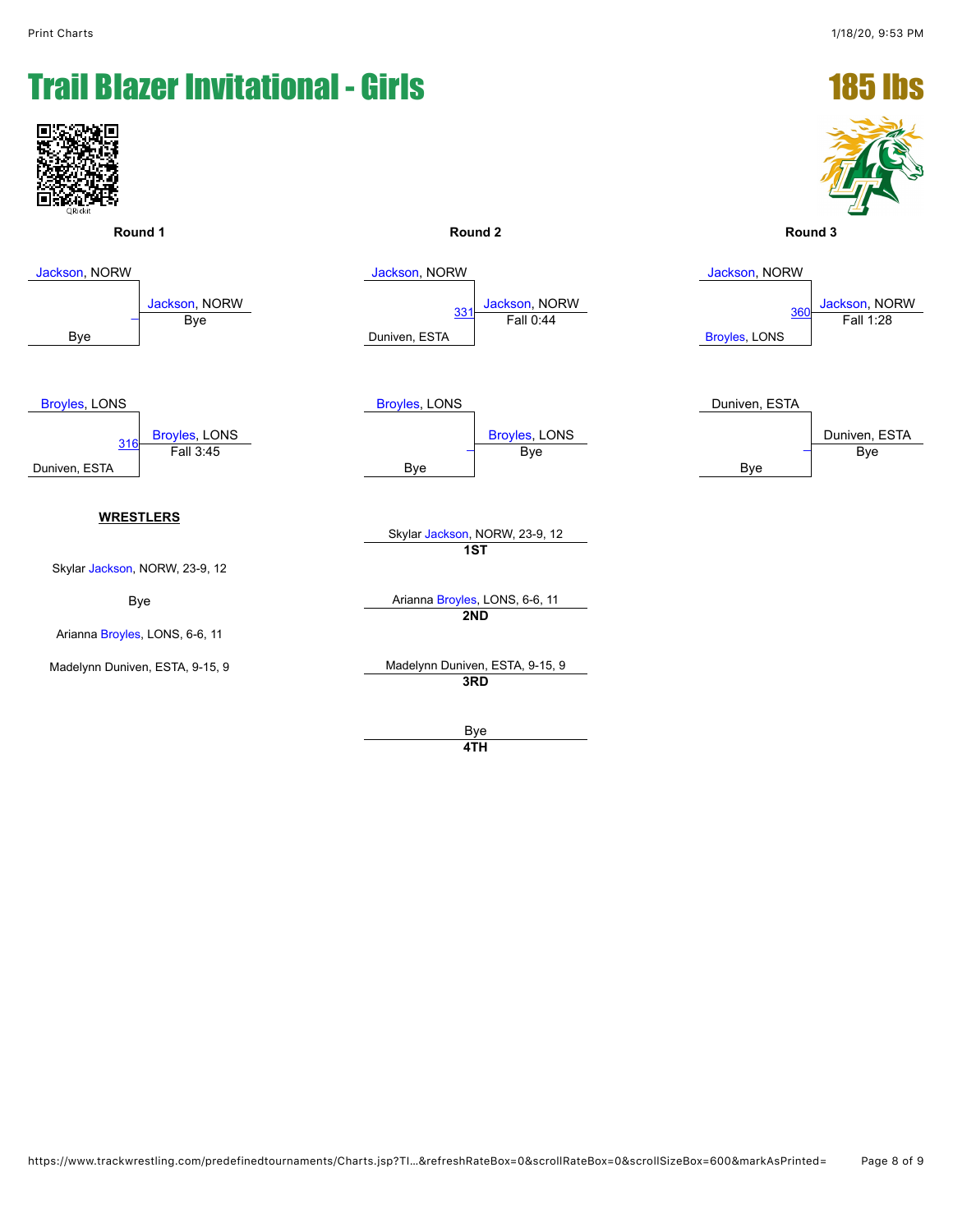# Trail Blazer Invitational - Girls

## 185 lbs

### Round 1

| Wrestler | Bout | Winner | Result |
| --- | --- | --- | --- |
| Jackson, NORW vs Bye | – | Jackson, NORW | Bye |
| Broyles, LONS vs Duniven, ESTA | 316 | Broyles, LONS | Fall 3:45 |

### Round 2

| Wrestler | Bout | Winner | Result |
| --- | --- | --- | --- |
| Jackson, NORW vs Duniven, ESTA | 331 | Jackson, NORW | Fall 0:44 |
| Broyles, LONS vs Bye | – | Broyles, LONS | Bye |

### Round 3

| Wrestler | Bout | Winner | Result |
| --- | --- | --- | --- |
| Jackson, NORW vs Broyles, LONS | 360 | Jackson, NORW | Fall 1:28 |
| Duniven, ESTA vs Bye | – | Duniven, ESTA | Bye |

**WRESTLERS**

Skylar Jackson, NORW, 23-9, 12

Bye

Arianna Broyles, LONS, 6-6, 11

Madelynn Duniven, ESTA, 9-15, 9

**Placings**

Skylar Jackson, NORW, 23-9, 12
**1ST**

Arianna Broyles, LONS, 6-6, 11
**2ND**

Madelynn Duniven, ESTA, 9-15, 9
**3RD**

Bye
**4TH**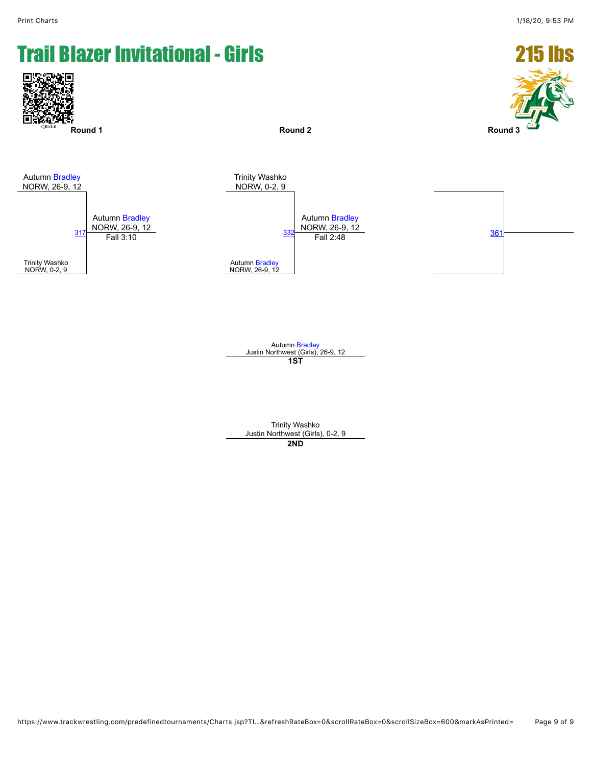# Trail Blazer Invitational - Girls

# 215 lbs

QRickit

**Round 1** **Round 2** **Round 3**

Autumn Bradley
NORW, 26-9, 12

317

Trinity Washko
NORW, 0-2, 9

Autumn Bradley
NORW, 26-9, 12
Fall 3:10

Trinity Washko
NORW, 0-2, 9

332

Autumn Bradley
NORW, 26-9, 12

Autumn Bradley
NORW, 26-9, 12
Fall 2:48

361

Autumn Bradley
Justin Northwest (Girls), 26-9, 12
**1ST**

Trinity Washko
Justin Northwest (Girls), 0-2, 9
**2ND**